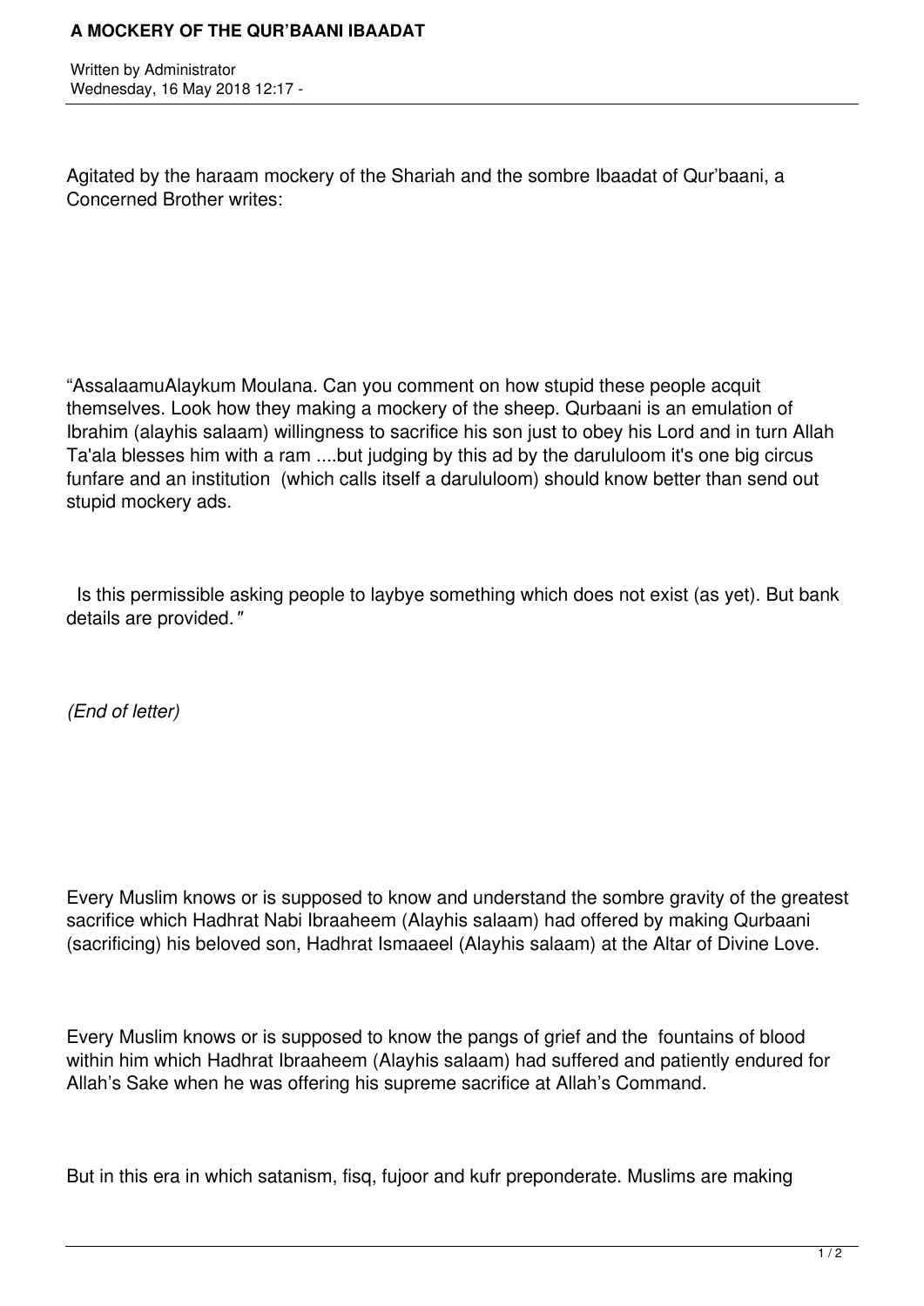# A MOCKERY OF THE QUR'BAANI IBAADAT

Written by Administrator
Wednesday, 16 May 2018 12:17 -

Agitated by the haraam mockery of the Shariah and the sombre Ibaadat of Qur'baani, a Concerned Brother writes:

"AssalaamuAlaykum Moulana. Can you comment on how stupid these people acquit themselves. Look how they making a mockery of the sheep. Qurbaani is an emulation of Ibrahim (alayhis salaam) willingness to sacrifice his son just to obey his Lord and in turn Allah Ta'ala blesses him with a ram ....but judging by this ad by the darululoom it's one big circus funfare and an institution (which calls itself a darululoom) should know better than send out stupid mockery ads.

Is this permissible asking people to laybye something which does not exist (as yet). But bank details are provided."

*(End of letter)*

Every Muslim knows or is supposed to know and understand the sombre gravity of the greatest sacrifice which Hadhrat Nabi Ibraaheem (Alayhis salaam) had offered by making Qurbaani (sacrificing) his beloved son, Hadhrat Ismaaeel (Alayhis salaam) at the Altar of Divine Love.

Every Muslim knows or is supposed to know the pangs of grief and the fountains of blood within him which Hadhrat Ibraaheem (Alayhis salaam) had suffered and patiently endured for Allah's Sake when he was offering his supreme sacrifice at Allah's Command.

But in this era in which satanism, fisq, fujoor and kufr preponderate. Muslims are making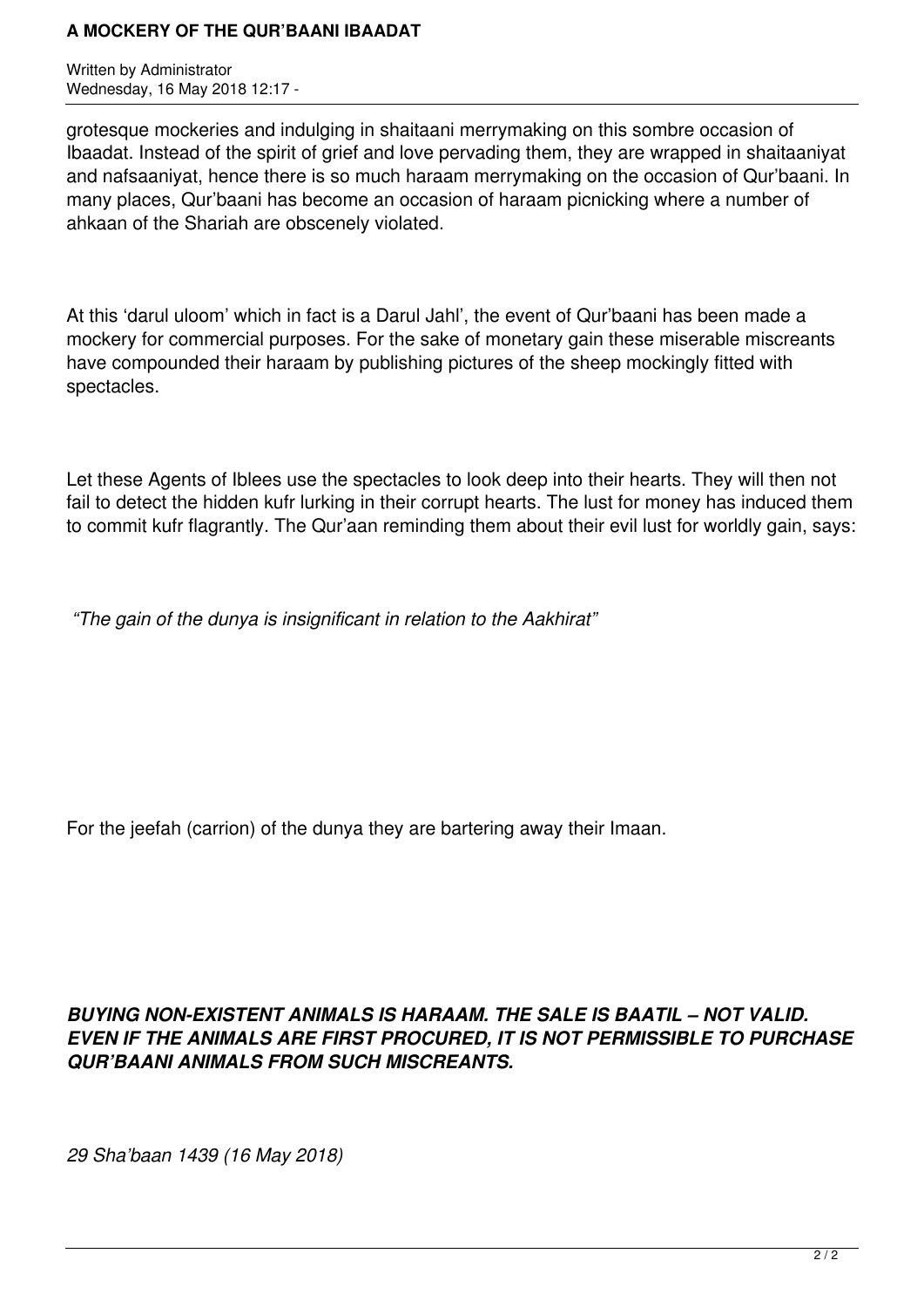grotesque mockeries and indulging in shaitaani merrymaking on this sombre occasion of Ibaadat. Instead of the spirit of grief and love pervading them, they are wrapped in shaitaaniyat and nafsaaniyat, hence there is so much haraam merrymaking on the occasion of Qur'baani. In many places, Qur'baani has become an occasion of haraam picnicking where a number of ahkaan of the Shariah are obscenely violated.

At this 'darul uloom' which in fact is a Darul Jahl', the event of Qur'baani has been made a mockery for commercial purposes. For the sake of monetary gain these miserable miscreants have compounded their haraam by publishing pictures of the sheep mockingly fitted with spectacles.

Let these Agents of Iblees use the spectacles to look deep into their hearts. They will then not fail to detect the hidden kufr lurking in their corrupt hearts. The lust for money has induced them to commit kufr flagrantly. The Qur'aan reminding them about their evil lust for worldly gain, says:

*"The gain of the dunya is insignificant in relation to the Aakhirat"*

For the jeefah (carrion) of the dunya they are bartering away their Imaan.

***BUYING NON-EXISTENT ANIMALS IS HARAAM. THE SALE IS BAATIL – NOT VALID. EVEN IF THE ANIMALS ARE FIRST PROCURED, IT IS NOT PERMISSIBLE TO PURCHASE QUR'BAANI ANIMALS FROM SUCH MISCREANTS.***

*29 Sha'baan 1439 (16 May 2018)*